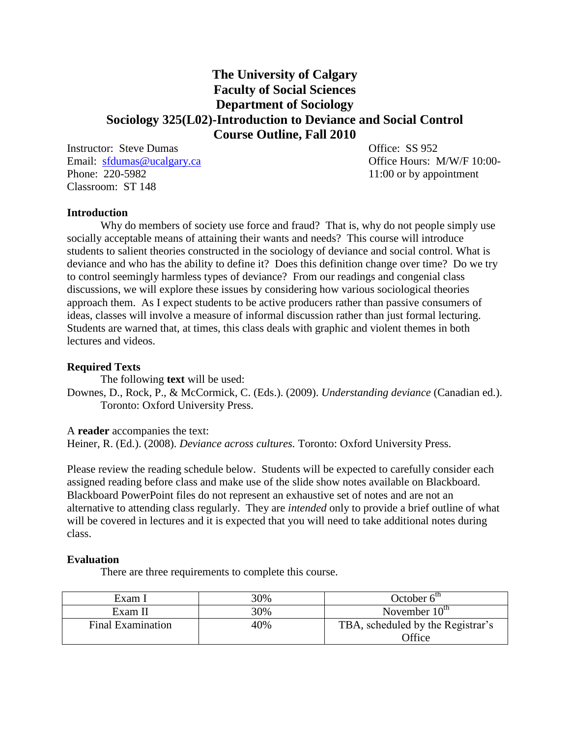# The University of Calgary
# Faculty of Social Sciences
# Department of Sociology
# Sociology 325(L02)-Introduction to Deviance and Social Control
# Course Outline, Fall 2010

Instructor: Steve Dumas
Email: sfdumas@ucalgary.ca
Phone: 220-5982
Classroom: ST 148

Office: SS 952
Office Hours: M/W/F 10:00-11:00 or by appointment

**Introduction**

Why do members of society use force and fraud? That is, why do not people simply use socially acceptable means of attaining their wants and needs? This course will introduce students to salient theories constructed in the sociology of deviance and social control. What is deviance and who has the ability to define it? Does this definition change over time? Do we try to control seemingly harmless types of deviance? From our readings and congenial class discussions, we will explore these issues by considering how various sociological theories approach them. As I expect students to be active producers rather than passive consumers of ideas, classes will involve a measure of informal discussion rather than just formal lecturing. Students are warned that, at times, this class deals with graphic and violent themes in both lectures and videos.

**Required Texts**

The following **text** will be used:

Downes, D., Rock, P., & McCormick, C. (Eds.). (2009). *Understanding deviance* (Canadian ed.). Toronto: Oxford University Press.

A **reader** accompanies the text:

Heiner, R. (Ed.). (2008). *Deviance across cultures.* Toronto: Oxford University Press.

Please review the reading schedule below. Students will be expected to carefully consider each assigned reading before class and make use of the slide show notes available on Blackboard. Blackboard PowerPoint files do not represent an exhaustive set of notes and are not an alternative to attending class regularly. They are *intended* only to provide a brief outline of what will be covered in lectures and it is expected that you will need to take additional notes during class.

**Evaluation**

There are three requirements to complete this course.

| | | |
|---|---|---|
| Exam I | 30% | October 6th |
| Exam II | 30% | November 10th |
| Final Examination | 40% | TBA, scheduled by the Registrar's Office |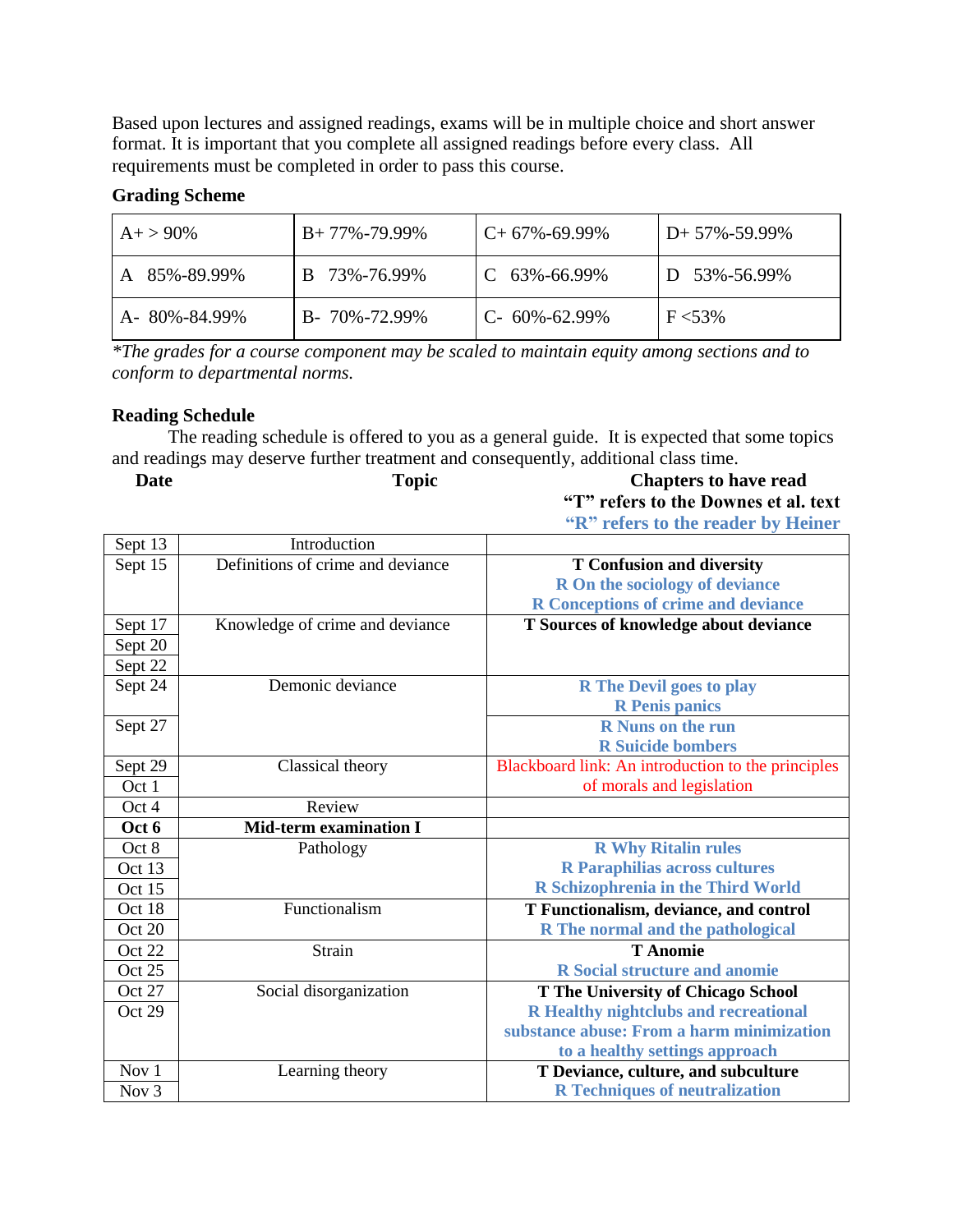Based upon lectures and assigned readings, exams will be in multiple choice and short answer format. It is important that you complete all assigned readings before every class. All requirements must be completed in order to pass this course.

**Grading Scheme**

| | | | |
|---|---|---|---|
| A+ > 90% | B+ 77%-79.99% | C+ 67%-69.99% | D+ 57%-59.99% |
| A 85%-89.99% | B 73%-76.99% | C 63%-66.99% | D 53%-56.99% |
| A- 80%-84.99% | B- 70%-72.99% | C- 60%-62.99% | F <53% |

*\*The grades for a course component may be scaled to maintain equity among sections and to conform to departmental norms.*

**Reading Schedule**

The reading schedule is offered to you as a general guide. It is expected that some topics and readings may deserve further treatment and consequently, additional class time.

| Date | Topic | Chapters to have read<br>"T" refers to the Downes et al. text<br>"R" refers to the reader by Heiner |
|---|---|---|
| Sept 13 | Introduction | |
| Sept 15 | Definitions of crime and deviance | **T Confusion and diversity**<br>**R On the sociology of deviance**<br>**R Conceptions of crime and deviance** |
| Sept 17<br>Sept 20<br>Sept 22 | Knowledge of crime and deviance | **T Sources of knowledge about deviance** |
| Sept 24 | Demonic deviance | **R The Devil goes to play**<br>**R Penis panics** |
| Sept 27 | | **R Nuns on the run**<br>**R Suicide bombers** |
| Sept 29<br>Oct 1 | Classical theory | Blackboard link: An introduction to the principles of morals and legislation |
| Oct 4 | Review | |
| **Oct 6** | **Mid-term examination I** | |
| Oct 8<br>Oct 13<br>Oct 15 | Pathology | **R Why Ritalin rules**<br>**R Paraphilias across cultures**<br>**R Schizophrenia in the Third World** |
| Oct 18<br>Oct 20 | Functionalism | **T Functionalism, deviance, and control**<br>**R The normal and the pathological** |
| Oct 22<br>Oct 25 | Strain | **T Anomie**<br>**R Social structure and anomie** |
| Oct 27<br>Oct 29 | Social disorganization | **T The University of Chicago School**<br>**R Healthy nightclubs and recreational substance abuse: From a harm minimization to a healthy settings approach** |
| Nov 1<br>Nov 3 | Learning theory | **T Deviance, culture, and subculture**<br>**R Techniques of neutralization** |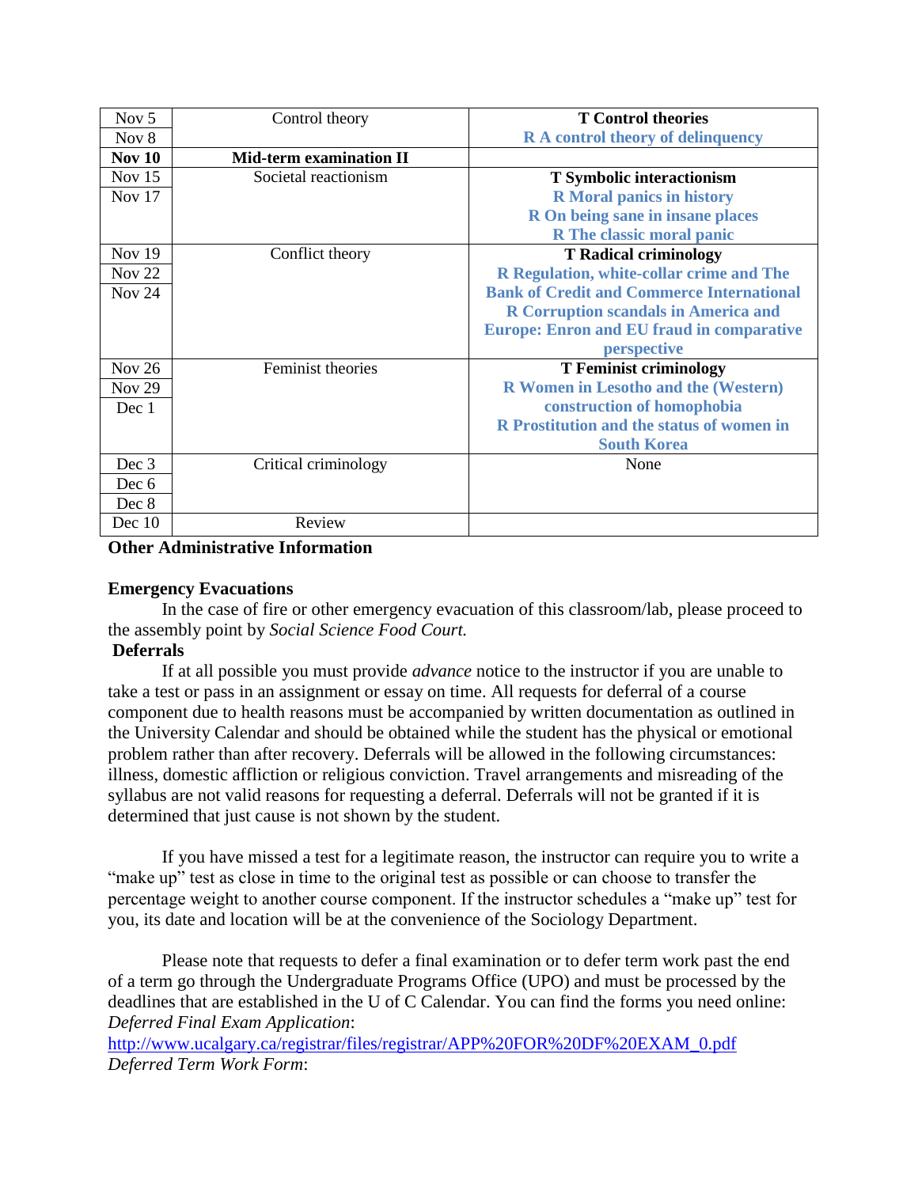| | | |
|---|---|---|
| Nov 5<br>Nov 8 | Control theory | **T Control theories**<br>**R A control theory of delinquency** |
| **Nov 10** | **Mid-term examination II** | |
| Nov 15<br>Nov 17 | Societal reactionism | **T Symbolic interactionism**<br>**R Moral panics in history**<br>**R On being sane in insane places**<br>**R The classic moral panic** |
| Nov 19<br>Nov 22<br>Nov 24 | Conflict theory | **T Radical criminology**<br>**R Regulation, white-collar crime and The Bank of Credit and Commerce International**<br>**R Corruption scandals in America and Europe: Enron and EU fraud in comparative perspective** |
| Nov 26<br>Nov 29<br>Dec 1 | Feminist theories | **T Feminist criminology**<br>**R Women in Lesotho and the (Western) construction of homophobia**<br>**R Prostitution and the status of women in South Korea** |
| Dec 3<br>Dec 6<br>Dec 8 | Critical criminology | None |
| Dec 10 | Review | |

**Other Administrative Information**

**Emergency Evacuations**

In the case of fire or other emergency evacuation of this classroom/lab, please proceed to the assembly point by *Social Science Food Court.*

**Deferrals**

If at all possible you must provide *advance* notice to the instructor if you are unable to take a test or pass in an assignment or essay on time. All requests for deferral of a course component due to health reasons must be accompanied by written documentation as outlined in the University Calendar and should be obtained while the student has the physical or emotional problem rather than after recovery. Deferrals will be allowed in the following circumstances: illness, domestic affliction or religious conviction. Travel arrangements and misreading of the syllabus are not valid reasons for requesting a deferral. Deferrals will not be granted if it is determined that just cause is not shown by the student.

If you have missed a test for a legitimate reason, the instructor can require you to write a "make up" test as close in time to the original test as possible or can choose to transfer the percentage weight to another course component. If the instructor schedules a "make up" test for you, its date and location will be at the convenience of the Sociology Department.

Please note that requests to defer a final examination or to defer term work past the end of a term go through the Undergraduate Programs Office (UPO) and must be processed by the deadlines that are established in the U of C Calendar. You can find the forms you need online:
*Deferred Final Exam Application*:
http://www.ucalgary.ca/registrar/files/registrar/APP%20FOR%20DF%20EXAM_0.pdf
*Deferred Term Work Form*: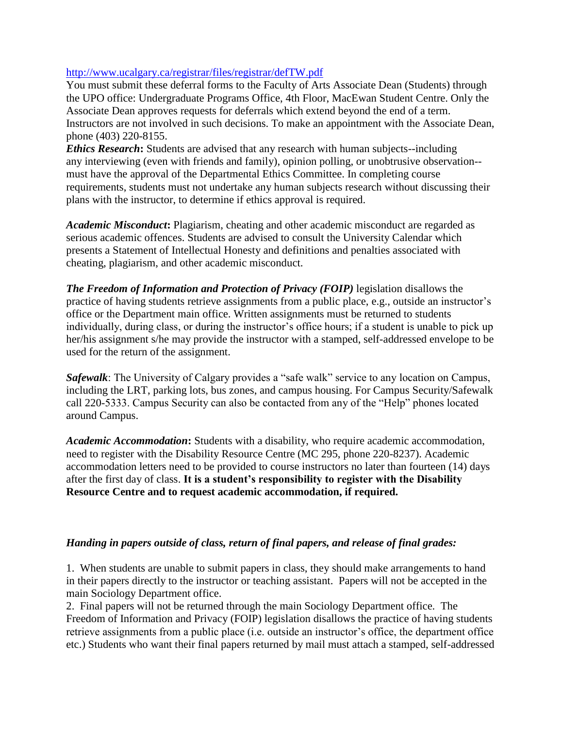http://www.ucalgary.ca/registrar/files/registrar/defTW.pdf

You must submit these deferral forms to the Faculty of Arts Associate Dean (Students) through the UPO office: Undergraduate Programs Office, 4th Floor, MacEwan Student Centre. Only the Associate Dean approves requests for deferrals which extend beyond the end of a term. Instructors are not involved in such decisions. To make an appointment with the Associate Dean, phone (403) 220-8155.

***Ethics Research*:** Students are advised that any research with human subjects--including any interviewing (even with friends and family), opinion polling, or unobtrusive observation--must have the approval of the Departmental Ethics Committee. In completing course requirements, students must not undertake any human subjects research without discussing their plans with the instructor, to determine if ethics approval is required.

***Academic Misconduct*:** Plagiarism, cheating and other academic misconduct are regarded as serious academic offences. Students are advised to consult the University Calendar which presents a Statement of Intellectual Honesty and definitions and penalties associated with cheating, plagiarism, and other academic misconduct.

***The Freedom of Information and Protection of Privacy (FOIP)*** legislation disallows the practice of having students retrieve assignments from a public place, e.g., outside an instructor's office or the Department main office. Written assignments must be returned to students individually, during class, or during the instructor's office hours; if a student is unable to pick up her/his assignment s/he may provide the instructor with a stamped, self-addressed envelope to be used for the return of the assignment.

***Safewalk***: The University of Calgary provides a "safe walk" service to any location on Campus, including the LRT, parking lots, bus zones, and campus housing. For Campus Security/Safewalk call 220-5333. Campus Security can also be contacted from any of the "Help" phones located around Campus.

***Academic Accommodation*:** Students with a disability, who require academic accommodation, need to register with the Disability Resource Centre (MC 295, phone 220-8237). Academic accommodation letters need to be provided to course instructors no later than fourteen (14) days after the first day of class. **It is a student's responsibility to register with the Disability Resource Centre and to request academic accommodation, if required.**

***Handing in papers outside of class, return of final papers, and release of final grades:***

1. When students are unable to submit papers in class, they should make arrangements to hand in their papers directly to the instructor or teaching assistant. Papers will not be accepted in the main Sociology Department office.
2. Final papers will not be returned through the main Sociology Department office. The Freedom of Information and Privacy (FOIP) legislation disallows the practice of having students retrieve assignments from a public place (i.e. outside an instructor's office, the department office etc.) Students who want their final papers returned by mail must attach a stamped, self-addressed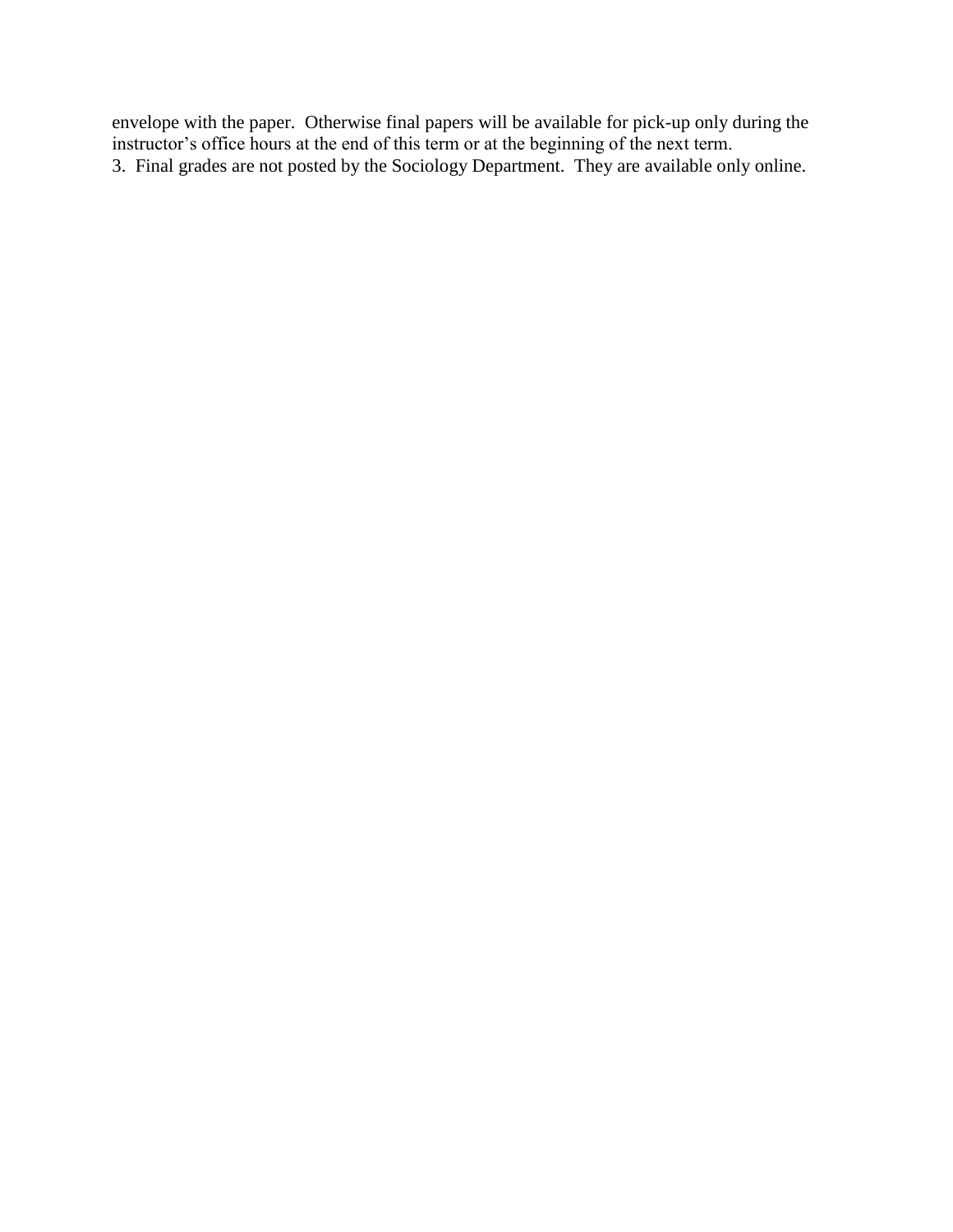envelope with the paper. Otherwise final papers will be available for pick-up only during the instructor's office hours at the end of this term or at the beginning of the next term.

3. Final grades are not posted by the Sociology Department. They are available only online.